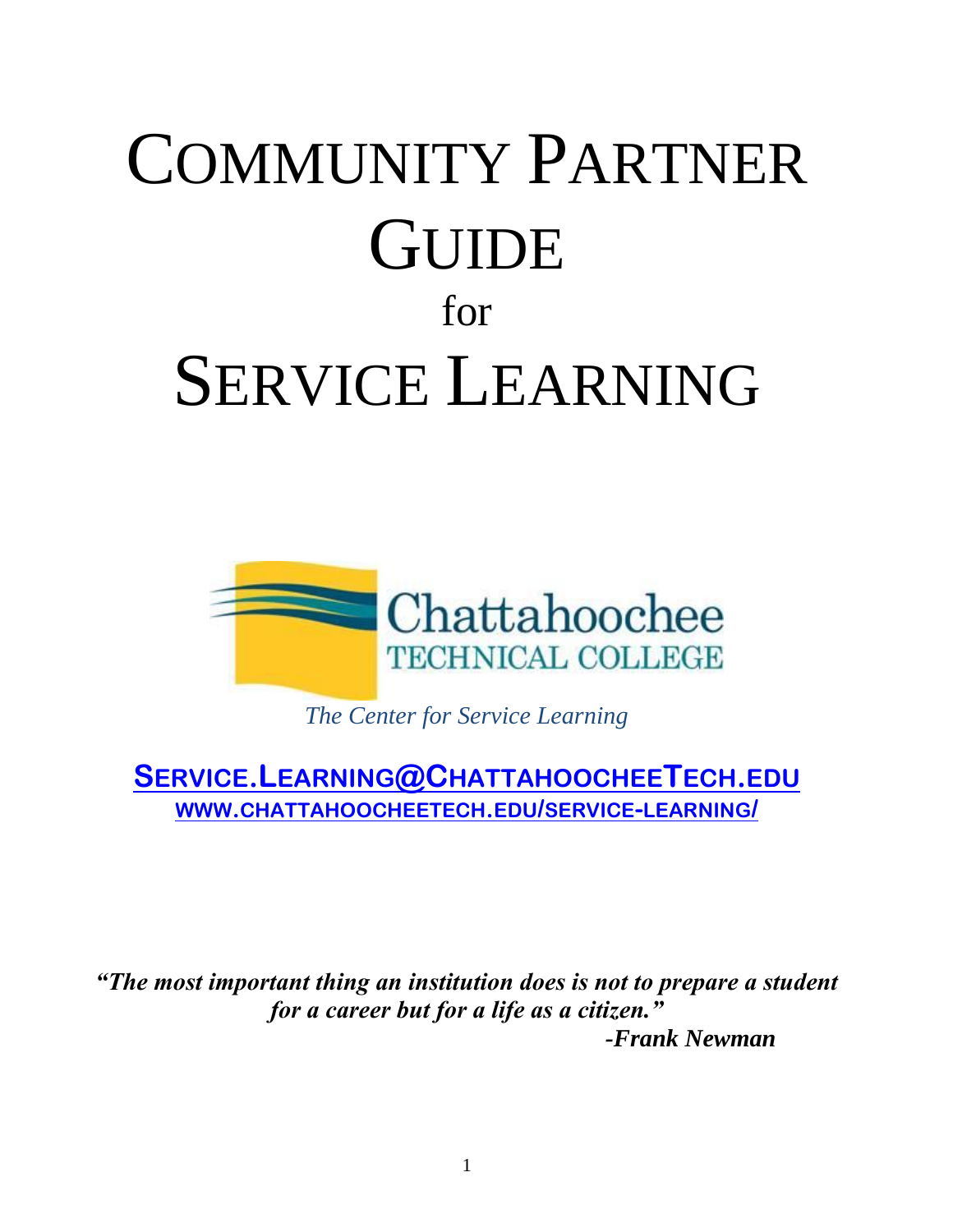# COMMUNITY PARTNER GUIDE

for

# SERVICE LEARNING

Chattahoochee TECHNICAL COLLEGE

*The Center for Service Learning*

**SERVICE.LEARNING@CHATTAHOOCHEETECH.EDU**

**WWW.CHATTAHOOCHEETECH.EDU/SERVICE-LEARNING/**

***"The most important thing an institution does is not to prepare a student for a career but for a life as a citizen."***

***-Frank Newman***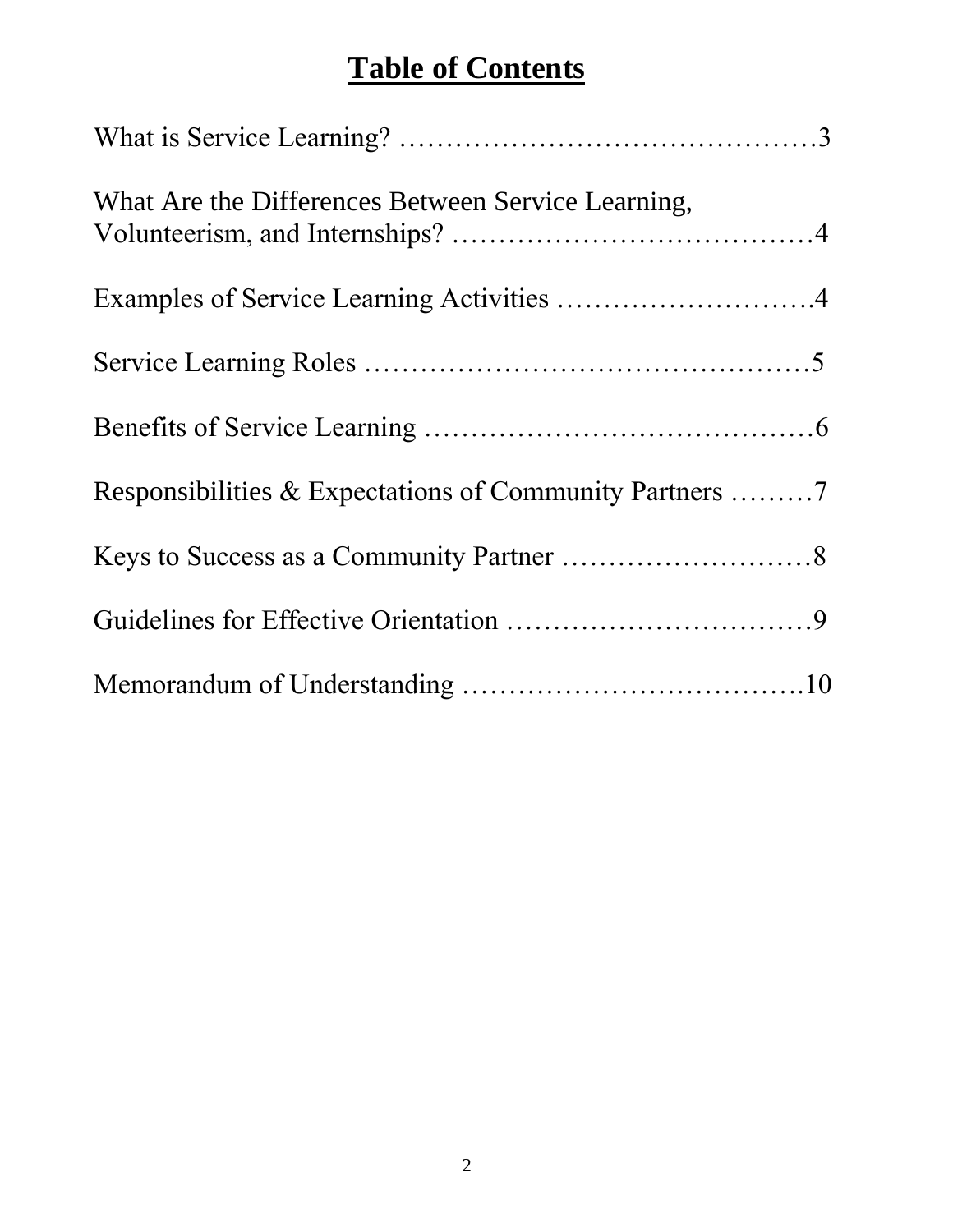# Table of Contents

What is Service Learning? ……………………………………… 3

What Are the Differences Between Service Learning, Volunteerism, and Internships? ………………………………… 4

Examples of Service Learning Activities ……………………… 4

Service Learning Roles ………………………………………… 5

Benefits of Service Learning …………………………………… 6

Responsibilities & Expectations of Community Partners ……… 7

Keys to Success as a Community Partner ……………………… 8

Guidelines for Effective Orientation …………………………… 9

Memorandum of Understanding ……………………………… 10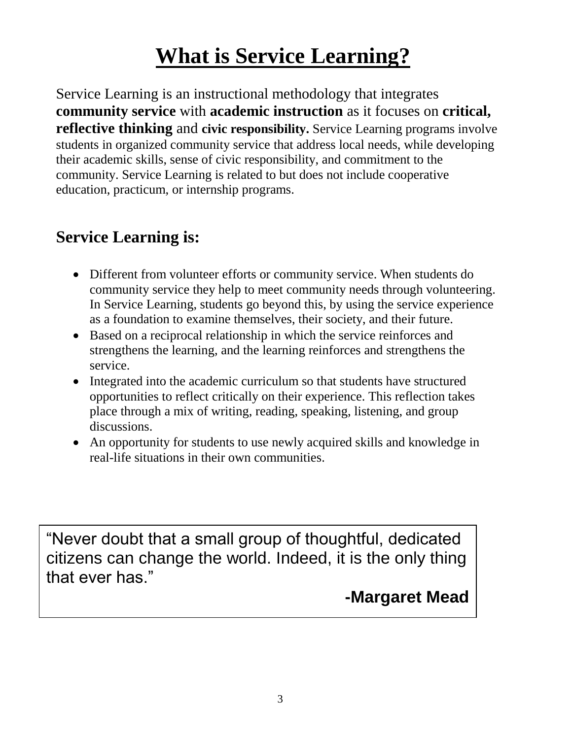# What is Service Learning?

Service Learning is an instructional methodology that integrates **community service** with **academic instruction** as it focuses on **critical, reflective thinking** and **civic responsibility.** Service Learning programs involve students in organized community service that address local needs, while developing their academic skills, sense of civic responsibility, and commitment to the community. Service Learning is related to but does not include cooperative education, practicum, or internship programs.

## Service Learning is:

- Different from volunteer efforts or community service. When students do community service they help to meet community needs through volunteering. In Service Learning, students go beyond this, by using the service experience as a foundation to examine themselves, their society, and their future.
- Based on a reciprocal relationship in which the service reinforces and strengthens the learning, and the learning reinforces and strengthens the service.
- Integrated into the academic curriculum so that students have structured opportunities to reflect critically on their experience. This reflection takes place through a mix of writing, reading, speaking, listening, and group discussions.
- An opportunity for students to use newly acquired skills and knowledge in real-life situations in their own communities.

> "Never doubt that a small group of thoughtful, dedicated citizens can change the world. Indeed, it is the only thing that ever has."
>
> **-Margaret Mead**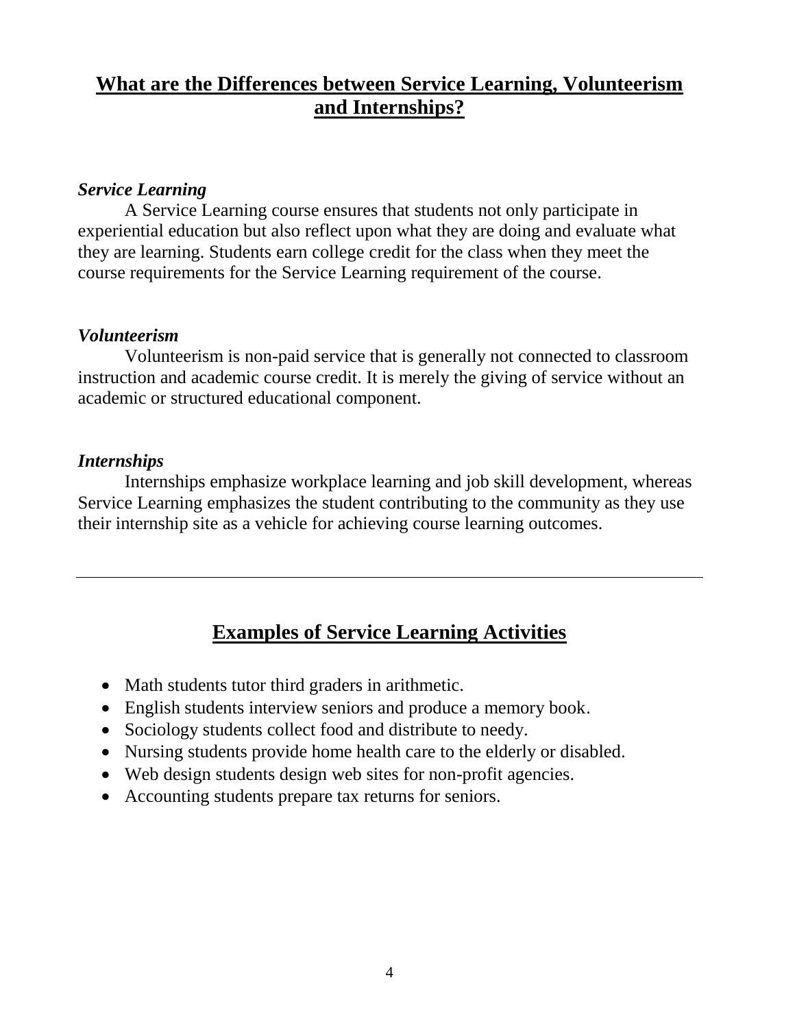## What are the Differences between Service Learning, Volunteerism and Internships?

### *Service Learning*

A Service Learning course ensures that students not only participate in experiential education but also reflect upon what they are doing and evaluate what they are learning. Students earn college credit for the class when they meet the course requirements for the Service Learning requirement of the course.

### *Volunteerism*

Volunteerism is non-paid service that is generally not connected to classroom instruction and academic course credit. It is merely the giving of service without an academic or structured educational component.

### *Internships*

Internships emphasize workplace learning and job skill development, whereas Service Learning emphasizes the student contributing to the community as they use their internship site as a vehicle for achieving course learning outcomes.

---

## Examples of Service Learning Activities

- Math students tutor third graders in arithmetic.
- English students interview seniors and produce a memory book.
- Sociology students collect food and distribute to needy.
- Nursing students provide home health care to the elderly or disabled.
- Web design students design web sites for non-profit agencies.
- Accounting students prepare tax returns for seniors.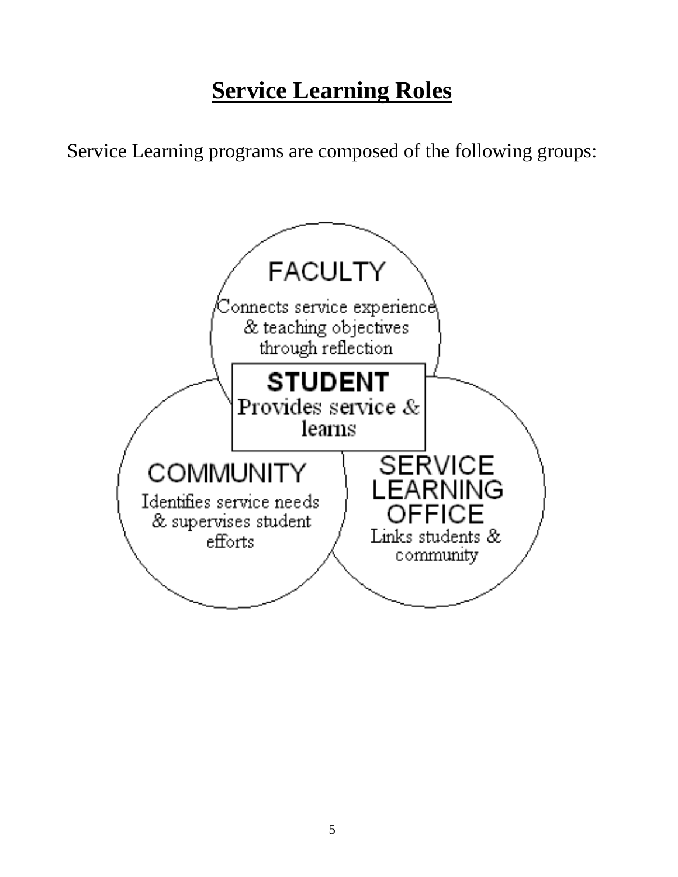# Service Learning Roles

Service Learning programs are composed of the following groups:

**FACULTY**
Connects service experience & teaching objectives through reflection

**STUDENT**
Provides service & learns

**COMMUNITY**
Identifies service needs & supervises student efforts

**SERVICE LEARNING OFFICE**
Links students & community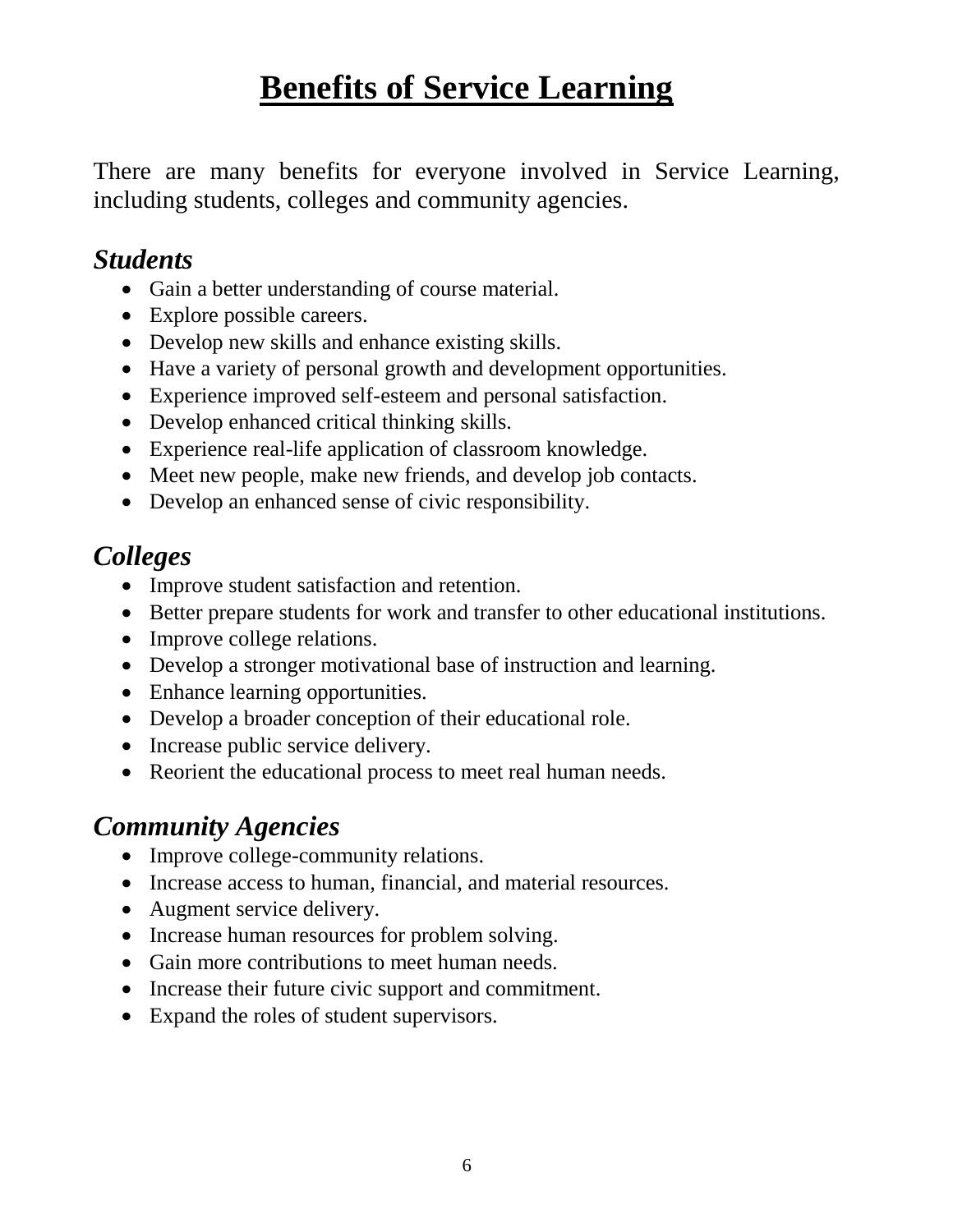# **Benefits of Service Learning**

There are many benefits for everyone involved in Service Learning, including students, colleges and community agencies.

## ***Students***

- Gain a better understanding of course material.
- Explore possible careers.
- Develop new skills and enhance existing skills.
- Have a variety of personal growth and development opportunities.
- Experience improved self-esteem and personal satisfaction.
- Develop enhanced critical thinking skills.
- Experience real-life application of classroom knowledge.
- Meet new people, make new friends, and develop job contacts.
- Develop an enhanced sense of civic responsibility.

## ***Colleges***

- Improve student satisfaction and retention.
- Better prepare students for work and transfer to other educational institutions.
- Improve college relations.
- Develop a stronger motivational base of instruction and learning.
- Enhance learning opportunities.
- Develop a broader conception of their educational role.
- Increase public service delivery.
- Reorient the educational process to meet real human needs.

## ***Community Agencies***

- Improve college-community relations.
- Increase access to human, financial, and material resources.
- Augment service delivery.
- Increase human resources for problem solving.
- Gain more contributions to meet human needs.
- Increase their future civic support and commitment.
- Expand the roles of student supervisors.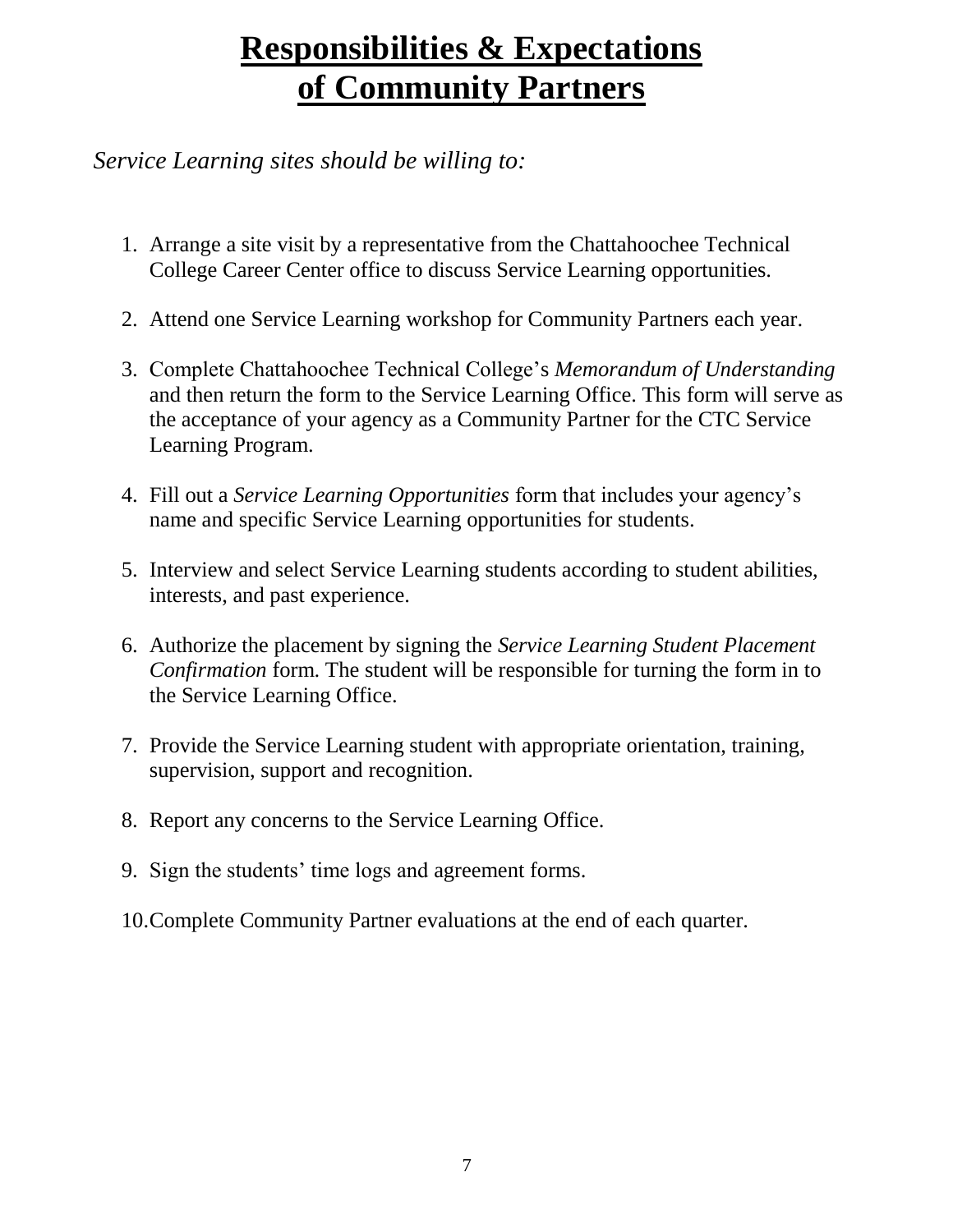# Responsibilities & Expectations of Community Partners

*Service Learning sites should be willing to:*

1. Arrange a site visit by a representative from the Chattahoochee Technical College Career Center office to discuss Service Learning opportunities.

2. Attend one Service Learning workshop for Community Partners each year.

3. Complete Chattahoochee Technical College's *Memorandum of Understanding* and then return the form to the Service Learning Office. This form will serve as the acceptance of your agency as a Community Partner for the CTC Service Learning Program.

4. Fill out a *Service Learning Opportunities* form that includes your agency's name and specific Service Learning opportunities for students.

5. Interview and select Service Learning students according to student abilities, interests, and past experience.

6. Authorize the placement by signing the *Service Learning Student Placement Confirmation* form. The student will be responsible for turning the form in to the Service Learning Office.

7. Provide the Service Learning student with appropriate orientation, training, supervision, support and recognition.

8. Report any concerns to the Service Learning Office.

9. Sign the students' time logs and agreement forms.

10. Complete Community Partner evaluations at the end of each quarter.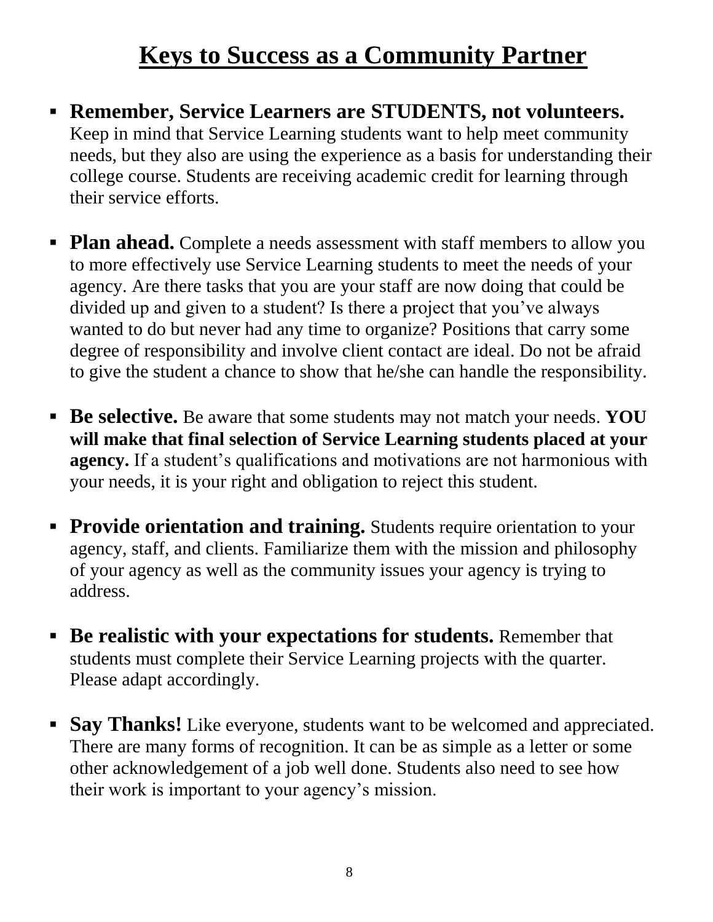# Keys to Success as a Community Partner

- **Remember, Service Learners are STUDENTS, not volunteers.** Keep in mind that Service Learning students want to help meet community needs, but they also are using the experience as a basis for understanding their college course. Students are receiving academic credit for learning through their service efforts.

- **Plan ahead.** Complete a needs assessment with staff members to allow you to more effectively use Service Learning students to meet the needs of your agency. Are there tasks that you are your staff are now doing that could be divided up and given to a student? Is there a project that you've always wanted to do but never had any time to organize? Positions that carry some degree of responsibility and involve client contact are ideal. Do not be afraid to give the student a chance to show that he/she can handle the responsibility.

- **Be selective.** Be aware that some students may not match your needs. **YOU will make that final selection of Service Learning students placed at your agency.** If a student's qualifications and motivations are not harmonious with your needs, it is your right and obligation to reject this student.

- **Provide orientation and training.** Students require orientation to your agency, staff, and clients. Familiarize them with the mission and philosophy of your agency as well as the community issues your agency is trying to address.

- **Be realistic with your expectations for students.** Remember that students must complete their Service Learning projects with the quarter. Please adapt accordingly.

- **Say Thanks!** Like everyone, students want to be welcomed and appreciated. There are many forms of recognition. It can be as simple as a letter or some other acknowledgement of a job well done. Students also need to see how their work is important to your agency's mission.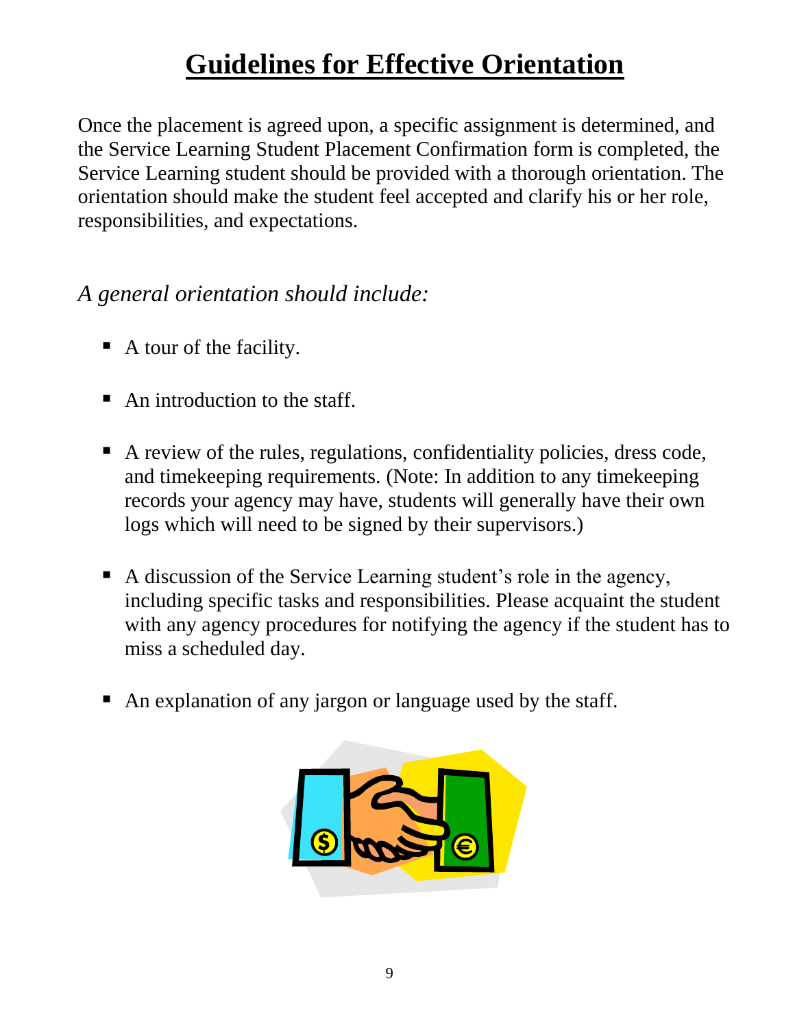# Guidelines for Effective Orientation

Once the placement is agreed upon, a specific assignment is determined, and the Service Learning Student Placement Confirmation form is completed, the Service Learning student should be provided with a thorough orientation. The orientation should make the student feel accepted and clarify his or her role, responsibilities, and expectations.

*A general orientation should include:*

- A tour of the facility.
- An introduction to the staff.
- A review of the rules, regulations, confidentiality policies, dress code, and timekeeping requirements. (Note: In addition to any timekeeping records your agency may have, students will generally have their own logs which will need to be signed by their supervisors.)
- A discussion of the Service Learning student's role in the agency, including specific tasks and responsibilities. Please acquaint the student with any agency procedures for notifying the agency if the student has to miss a scheduled day.
- An explanation of any jargon or language used by the staff.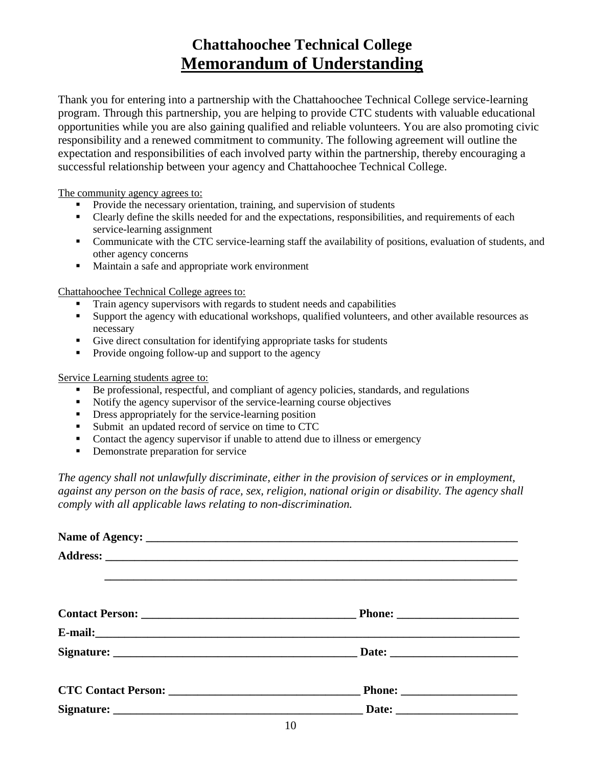# Chattahoochee Technical College

## Memorandum of Understanding

Thank you for entering into a partnership with the Chattahoochee Technical College service-learning program. Through this partnership, you are helping to provide CTC students with valuable educational opportunities while you are also gaining qualified and reliable volunteers. You are also promoting civic responsibility and a renewed commitment to community. The following agreement will outline the expectation and responsibilities of each involved party within the partnership, thereby encouraging a successful relationship between your agency and Chattahoochee Technical College.

The community agency agrees to:

- Provide the necessary orientation, training, and supervision of students
- Clearly define the skills needed for and the expectations, responsibilities, and requirements of each service-learning assignment
- Communicate with the CTC service-learning staff the availability of positions, evaluation of students, and other agency concerns
- Maintain a safe and appropriate work environment

Chattahoochee Technical College agrees to:

- Train agency supervisors with regards to student needs and capabilities
- Support the agency with educational workshops, qualified volunteers, and other available resources as necessary
- Give direct consultation for identifying appropriate tasks for students
- Provide ongoing follow-up and support to the agency

Service Learning students agree to:

- Be professional, respectful, and compliant of agency policies, standards, and regulations
- Notify the agency supervisor of the service-learning course objectives
- Dress appropriately for the service-learning position
- Submit an updated record of service on time to CTC
- Contact the agency supervisor if unable to attend due to illness or emergency
- Demonstrate preparation for service

*The agency shall not unlawfully discriminate, either in the provision of services or in employment, against any person on the basis of race, sex, religion, national origin or disability. The agency shall comply with all applicable laws relating to non-discrimination.*

**Name of Agency:** ____________________________________________________________

**Address:** ____________________________________________________________

____________________________________________________________

**Contact Person:** ________________________________ **Phone:** ____________________

**E-mail:**____________________________________________________________

**Signature:** ____________________________________ **Date:** ____________________

**CTC Contact Person:** ____________________________ **Phone:** ____________________

**Signature:** ____________________________________ **Date:** ____________________